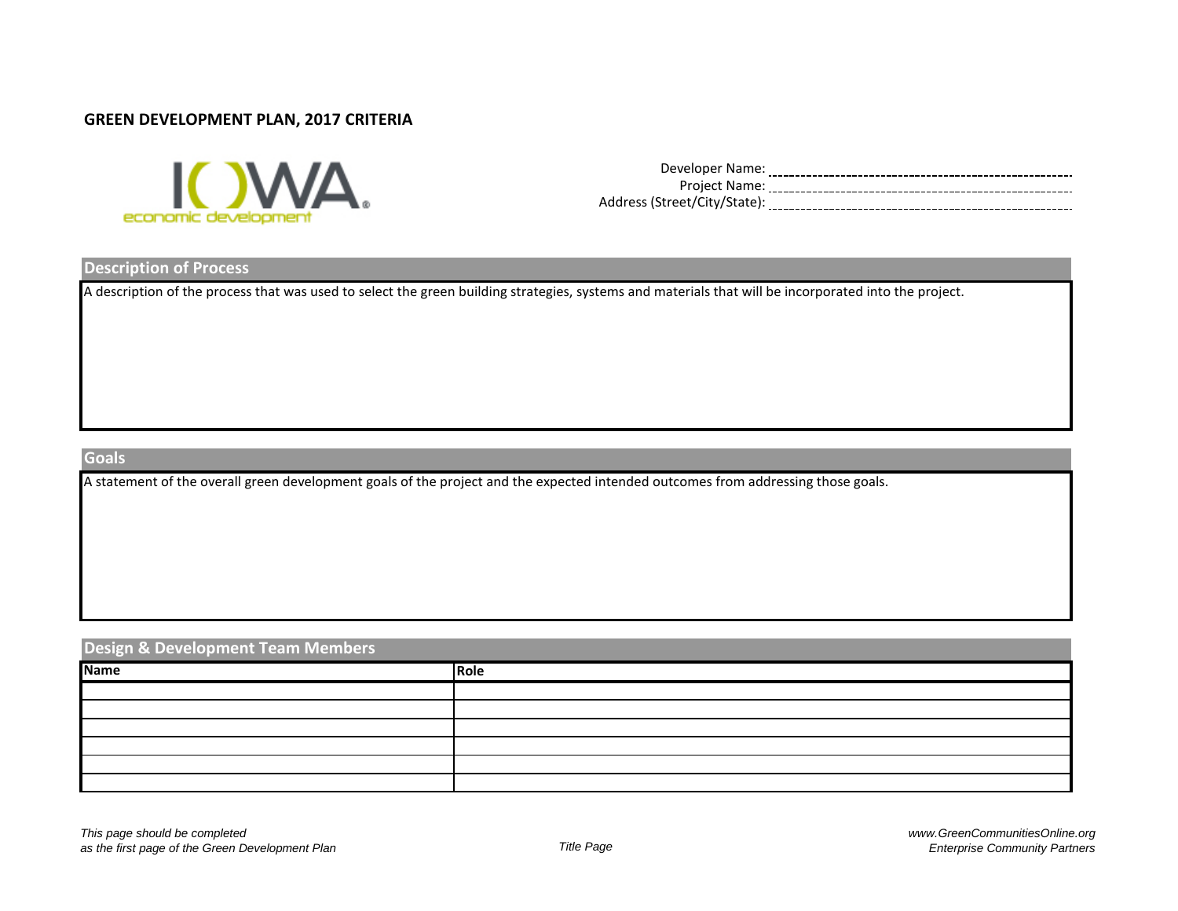# GREEN DEVELOPMENT PLAN, 2017 CRITERIA

IOWA economic development

Developer Name: ______________________

Project Name: ______________________

Address (Street/City/State): ______________________

## Description of Process

A description of the process that was used to select the green building strategies, systems and materials that will be incorporated into the project.

## Goals

A statement of the overall green development goals of the project and the expected intended outcomes from addressing those goals.

## Design & Development Team Members

| Name | Role |
|---|---|
| | |
| | |
| | |
| | |
| | |
| | |

*This page should be completed as the first page of the Green Development Plan*

*Title Page*

*www.GreenCommunitiesOnline.org*
*Enterprise Community Partners*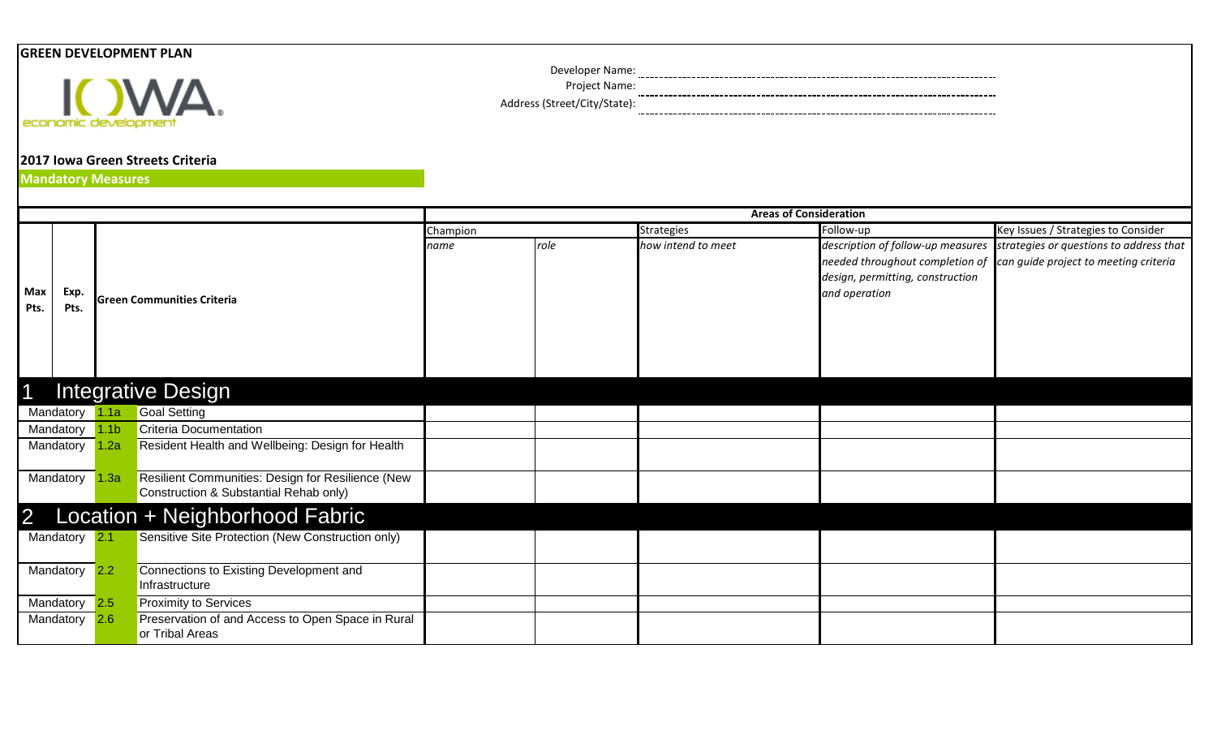**GREEN DEVELOPMENT PLAN**

IOWA economic development

Developer Name:

Project Name:

Address (Street/City/State):

**2017 Iowa Green Streets Criteria**

**Mandatory Measures**

| Max Pts. | Exp. Pts. | | Green Communities Criteria | Champion | | Strategies | Follow-up | Key Issues / Strategies to Consider |
|---|---|---|---|---|---|---|---|---|
| | | | | *name* | *role* | *how intend to meet* | *description of follow-up measures needed throughout completion of design, permitting, construction and operation* | *strategies or questions to address that can guide project to meeting criteria* |
| **1** | | | **Integrative Design** | | | | | |
| Mandatory | | 1.1a | Goal Setting | | | | | |
| Mandatory | | 1.1b | Criteria Documentation | | | | | |
| Mandatory | | 1.2a | Resident Health and Wellbeing: Design for Health | | | | | |
| Mandatory | | 1.3a | Resilient Communities: Design for Resilience (New Construction & Substantial Rehab only) | | | | | |
| **2** | | | **Location + Neighborhood Fabric** | | | | | |
| Mandatory | | 2.1 | Sensitive Site Protection (New Construction only) | | | | | |
| Mandatory | | 2.2 | Connections to Existing Development and Infrastructure | | | | | |
| Mandatory | | 2.5 | Proximity to Services | | | | | |
| Mandatory | | 2.6 | Preservation of and Access to Open Space in Rural or Tribal Areas | | | | | |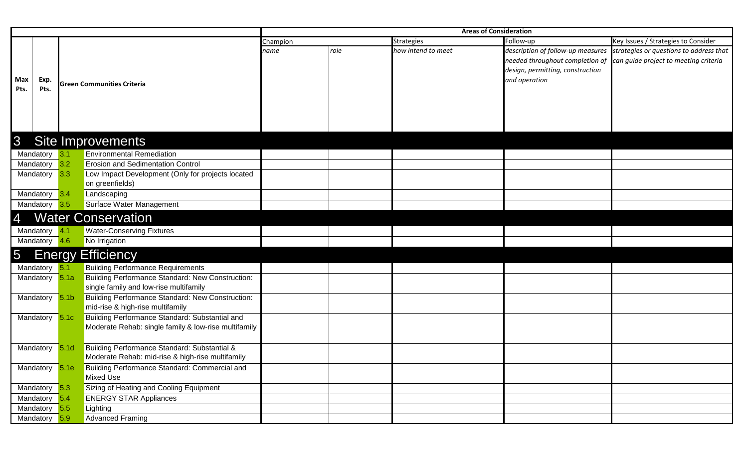| Max Pts. | Exp. Pts. | | Green Communities Criteria | Areas of Consideration | | | | |
|---|---|---|---|---|---|---|---|---|
| | | | | Champion | | Strategies | Follow-up | Key Issues / Strategies to Consider |
| | | | | *name* | *role* | *how intend to meet* | *description of follow-up measures needed throughout completion of design, permitting, construction and operation* | *strategies or questions to address that can guide project to meeting criteria* |
| **3** | | | **Site Improvements** | | | | | |
| Mandatory | | 3.1 | Environmental Remediation | | | | | |
| Mandatory | | 3.2 | Erosion and Sedimentation Control | | | | | |
| Mandatory | | 3.3 | Low Impact Development (Only for projects located on greenfields) | | | | | |
| Mandatory | | 3.4 | Landscaping | | | | | |
| Mandatory | | 3.5 | Surface Water Management | | | | | |
| **4** | | | **Water Conservation** | | | | | |
| Mandatory | | 4.1 | Water-Conserving Fixtures | | | | | |
| Mandatory | | 4.6 | No Irrigation | | | | | |
| **5** | | | **Energy Efficiency** | | | | | |
| Mandatory | | 5.1 | Building Performance Requirements | | | | | |
| Mandatory | | 5.1a | Building Performance Standard: New Construction: single family and low-rise multifamily | | | | | |
| Mandatory | | 5.1b | Building Performance Standard: New Construction: mid-rise & high-rise multifamily | | | | | |
| Mandatory | | 5.1c | Building Performance Standard: Substantial and Moderate Rehab: single family & low-rise multifamily | | | | | |
| Mandatory | | 5.1d | Building Performance Standard: Substantial & Moderate Rehab: mid-rise & high-rise multifamily | | | | | |
| Mandatory | | 5.1e | Building Performance Standard: Commercial and Mixed Use | | | | | |
| Mandatory | | 5.3 | Sizing of Heating and Cooling Equipment | | | | | |
| Mandatory | | 5.4 | ENERGY STAR Appliances | | | | | |
| Mandatory | | 5.5 | Lighting | | | | | |
| Mandatory | | 5.9 | Advanced Framing | | | | | |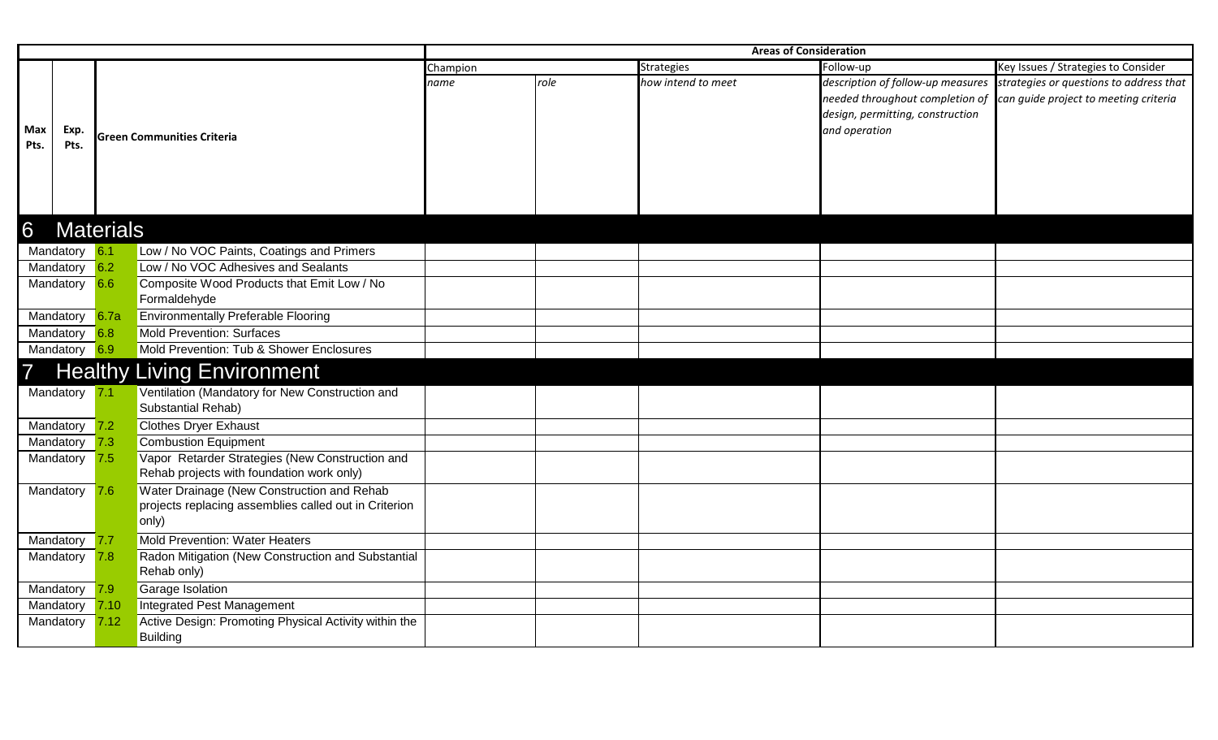| Max Pts. | Exp. Pts. | | Green Communities Criteria | Areas of Consideration | | | | |
|---|---|---|---|---|---|---|---|---|
| | | | | Champion | | Strategies | Follow-up | Key Issues / Strategies to Consider |
| | | | | *name* | *role* | *how intend to meet* | *description of follow-up measures needed throughout completion of design, permitting, construction and operation* | *strategies or questions to address that can guide project to meeting criteria* |
| **6** | **Materials** | | | | | | | |
| Mandatory | | 6.1 | Low / No VOC Paints, Coatings and Primers | | | | | |
| Mandatory | | 6.2 | Low / No VOC Adhesives and Sealants | | | | | |
| Mandatory | | 6.6 | Composite Wood Products that Emit Low / No Formaldehyde | | | | | |
| Mandatory | | 6.7a | Environmentally Preferable Flooring | | | | | |
| Mandatory | | 6.8 | Mold Prevention: Surfaces | | | | | |
| Mandatory | | 6.9 | Mold Prevention: Tub & Shower Enclosures | | | | | |
| **7** | **Healthy Living Environment** | | | | | | | |
| Mandatory | | 7.1 | Ventilation (Mandatory for New Construction and Substantial Rehab) | | | | | |
| Mandatory | | 7.2 | Clothes Dryer Exhaust | | | | | |
| Mandatory | | 7.3 | Combustion Equipment | | | | | |
| Mandatory | | 7.5 | Vapor Retarder Strategies (New Construction and Rehab projects with foundation work only) | | | | | |
| Mandatory | | 7.6 | Water Drainage (New Construction and Rehab projects replacing assemblies called out in Criterion only) | | | | | |
| Mandatory | | 7.7 | Mold Prevention: Water Heaters | | | | | |
| Mandatory | | 7.8 | Radon Mitigation (New Construction and Substantial Rehab only) | | | | | |
| Mandatory | | 7.9 | Garage Isolation | | | | | |
| Mandatory | | 7.10 | Integrated Pest Management | | | | | |
| Mandatory | | 7.12 | Active Design: Promoting Physical Activity within the Building | | | | | |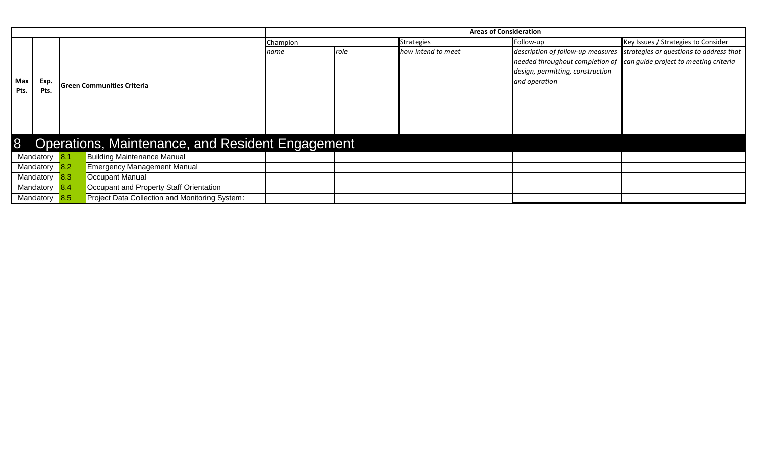| Max Pts. | Exp. Pts. | | Green Communities Criteria | Areas of Consideration | | | | |
|---|---|---|---|---|---|---|---|---|
| | | | | Champion | | Strategies | Follow-up | Key Issues / Strategies to Consider |
| | | | | *name* | *role* | *how intend to meet* | *description of follow-up measures needed throughout completion of design, permitting, construction and operation* | *strategies or questions to address that can guide project to meeting criteria* |
| **8** | | | **Operations, Maintenance, and Resident Engagement** | | | | | |
| Mandatory | | 8.1 | Building Maintenance Manual | | | | | |
| Mandatory | | 8.2 | Emergency Management Manual | | | | | |
| Mandatory | | 8.3 | Occupant Manual | | | | | |
| Mandatory | | 8.4 | Occupant and Property Staff Orientation | | | | | |
| Mandatory | | 8.5 | Project Data Collection and Monitoring System: | | | | | |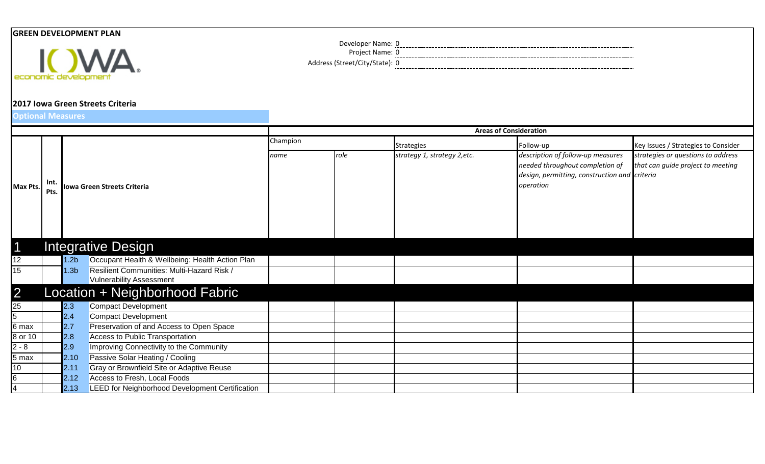**GREEN DEVELOPMENT PLAN**

IOWA economic development

Developer Name: 0
Project Name: 0
Address (Street/City/State): 0

**2017 Iowa Green Streets Criteria**

**Optional Measures**

| Max Pts. | Int. Pts. | Iowa Green Streets Criteria | | Areas of Consideration | | | | |
|---|---|---|---|---|---|---|---|---|
| | | | | Champion | | Strategies | Follow-up | Key Issues / Strategies to Consider |
| | | | | *name* | *role* | *strategy 1, strategy 2,etc.* | *description of follow-up measures needed throughout completion of design, permitting, construction and operation* | *strategies or questions to address that can guide project to meeting criteria* |
| **1** | | **Integrative Design** | | | | | | |
| 12 | | 1.2b | Occupant Health & Wellbeing: Health Action Plan | | | | | |
| 15 | | 1.3b | Resilient Communities: Multi-Hazard Risk / Vulnerability Assessment | | | | | |
| **2** | | **Location + Neighborhood Fabric** | | | | | | |
| 25 | | 2.3 | Compact Development | | | | | |
| 5 | | 2.4 | Compact Development | | | | | |
| 6 max | | 2.7 | Preservation of and Access to Open Space | | | | | |
| 8 or 10 | | 2.8 | Access to Public Transportation | | | | | |
| 2 - 8 | | 2.9 | Improving Connectivity to the Community | | | | | |
| 5 max | | 2.10 | Passive Solar Heating / Cooling | | | | | |
| 10 | | 2.11 | Gray or Brownfield Site or Adaptive Reuse | | | | | |
| 6 | | 2.12 | Access to Fresh, Local Foods | | | | | |
| 4 | | 2.13 | LEED for Neighborhood Development Certification | | | | | |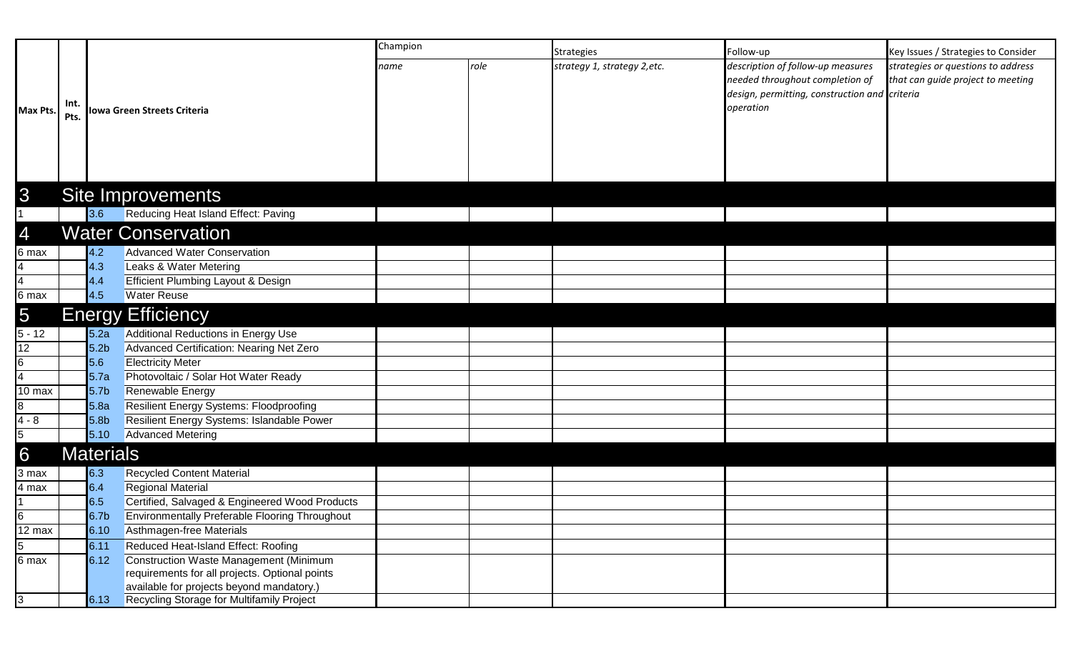| Max Pts. | Int. Pts. | Iowa Green Streets Criteria | | Champion | | Strategies | Follow-up | Key Issues / Strategies to Consider |
|---|---|---|---|---|---|---|---|---|
| | | | | *name* | *role* | *strategy 1, strategy 2,etc.* | *description of follow-up measures needed throughout completion of design, permitting, construction and operation* | *strategies or questions to address that can guide project to meeting criteria* |
| **3** | | **Site Improvements** | | | | | | |
| 1 | | 3.6 | Reducing Heat Island Effect: Paving | | | | | |
| **4** | | **Water Conservation** | | | | | | |
| 6 max | | 4.2 | Advanced Water Conservation | | | | | |
| 4 | | 4.3 | Leaks & Water Metering | | | | | |
| 4 | | 4.4 | Efficient Plumbing Layout & Design | | | | | |
| 6 max | | 4.5 | Water Reuse | | | | | |
| **5** | | **Energy Efficiency** | | | | | | |
| 5 - 12 | | 5.2a | Additional Reductions in Energy Use | | | | | |
| 12 | | 5.2b | Advanced Certification: Nearing Net Zero | | | | | |
| 6 | | 5.6 | Electricity Meter | | | | | |
| 4 | | 5.7a | Photovoltaic / Solar Hot Water Ready | | | | | |
| 10 max | | 5.7b | Renewable Energy | | | | | |
| 8 | | 5.8a | Resilient Energy Systems: Floodproofing | | | | | |
| 4 - 8 | | 5.8b | Resilient Energy Systems: Islandable Power | | | | | |
| 5 | | 5.10 | Advanced Metering | | | | | |
| **6** | | **Materials** | | | | | | |
| 3 max | | 6.3 | Recycled Content Material | | | | | |
| 4 max | | 6.4 | Regional Material | | | | | |
| 1 | | 6.5 | Certified, Salvaged & Engineered Wood Products | | | | | |
| 6 | | 6.7b | Environmentally Preferable Flooring Throughout | | | | | |
| 12 max | | 6.10 | Asthmagen-free Materials | | | | | |
| 5 | | 6.11 | Reduced Heat-Island Effect: Roofing | | | | | |
| 6 max | | 6.12 | Construction Waste Management (Minimum requirements for all projects. Optional points available for projects beyond mandatory.) | | | | | |
| 3 | | 6.13 | Recycling Storage for Multifamily Project | | | | | |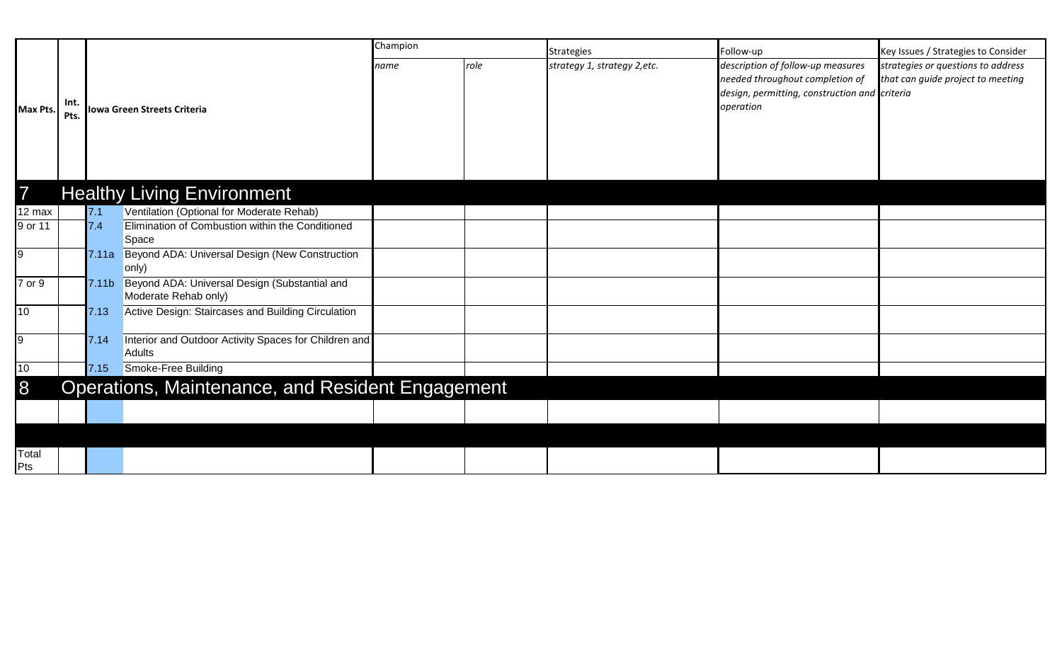| Max Pts. | Int. Pts. | Iowa Green Streets Criteria | | Champion | | Strategies | Follow-up | Key Issues / Strategies to Consider |
|---|---|---|---|---|---|---|---|---|
| | | | | *name* | *role* | *strategy 1, strategy 2,etc.* | *description of follow-up measures needed throughout completion of design, permitting, construction and operation* | *strategies or questions to address that can guide project to meeting criteria* |
| **7** | | **Healthy Living Environment** | | | | | | |
| 12 max | | 7.1 | Ventilation (Optional for Moderate Rehab) | | | | | |
| 9 or 11 | | 7.4 | Elimination of Combustion within the Conditioned Space | | | | | |
| 9 | | 7.11a | Beyond ADA: Universal Design (New Construction only) | | | | | |
| 7 or 9 | | 7.11b | Beyond ADA: Universal Design (Substantial and Moderate Rehab only) | | | | | |
| 10 | | 7.13 | Active Design: Staircases and Building Circulation | | | | | |
| 9 | | 7.14 | Interior and Outdoor Activity Spaces for Children and Adults | | | | | |
| 10 | | 7.15 | Smoke-Free Building | | | | | |
| **8** | | **Operations, Maintenance, and Resident Engagement** | | | | | | |
| | | | | | | | | |
| | | | | | | | | |
| Total Pts | | | | | | | | |